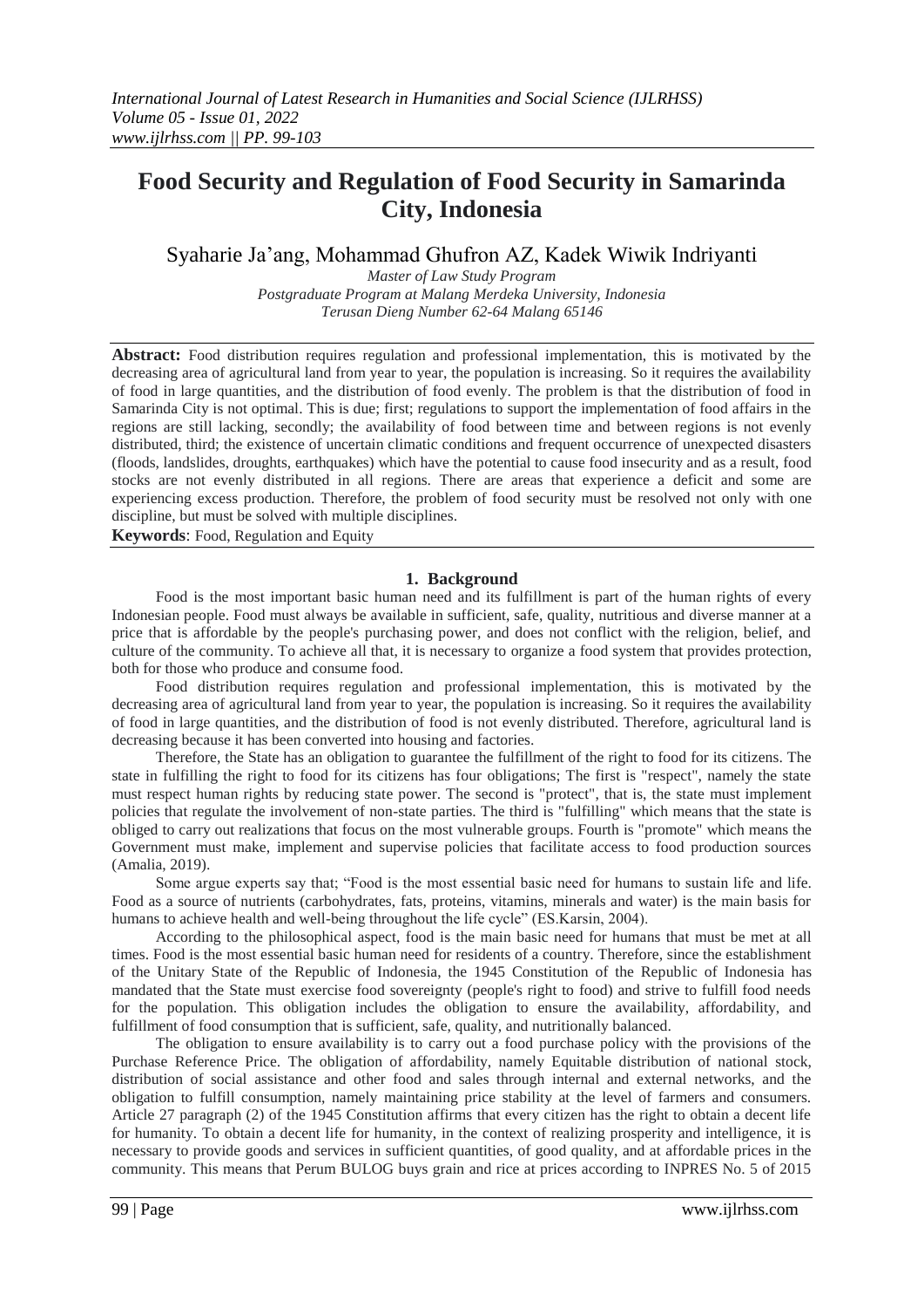# Food Security and Regulation of Food Security in Samarinda City, Indonesia

Syaharie Ja'ang, Mohammad Ghufron AZ, Kadek Wiwik Indriyanti

*Master of Law Study Program*
*Postgraduate Program at Malang Merdeka University, Indonesia*
*Terusan Dieng Number 62-64 Malang 65146*

**Abstract:** Food distribution requires regulation and professional implementation, this is motivated by the decreasing area of agricultural land from year to year, the population is increasing. So it requires the availability of food in large quantities, and the distribution of food evenly. The problem is that the distribution of food in Samarinda City is not optimal. This is due; first; regulations to support the implementation of food affairs in the regions are still lacking, secondly; the availability of food between time and between regions is not evenly distributed, third; the existence of uncertain climatic conditions and frequent occurrence of unexpected disasters (floods, landslides, droughts, earthquakes) which have the potential to cause food insecurity and as a result, food stocks are not evenly distributed in all regions. There are areas that experience a deficit and some are experiencing excess production. Therefore, the problem of food security must be resolved not only with one discipline, but must be solved with multiple disciplines.

**Keywords**: Food, Regulation and Equity

## 1. Background

Food is the most important basic human need and its fulfillment is part of the human rights of every Indonesian people. Food must always be available in sufficient, safe, quality, nutritious and diverse manner at a price that is affordable by the people's purchasing power, and does not conflict with the religion, belief, and culture of the community. To achieve all that, it is necessary to organize a food system that provides protection, both for those who produce and consume food.

Food distribution requires regulation and professional implementation, this is motivated by the decreasing area of agricultural land from year to year, the population is increasing. So it requires the availability of food in large quantities, and the distribution of food is not evenly distributed. Therefore, agricultural land is decreasing because it has been converted into housing and factories.

Therefore, the State has an obligation to guarantee the fulfillment of the right to food for its citizens. The state in fulfilling the right to food for its citizens has four obligations; The first is "respect", namely the state must respect human rights by reducing state power. The second is "protect", that is, the state must implement policies that regulate the involvement of non-state parties. The third is "fulfilling" which means that the state is obliged to carry out realizations that focus on the most vulnerable groups. Fourth is "promote" which means the Government must make, implement and supervise policies that facilitate access to food production sources (Amalia, 2019).

Some argue experts say that; "Food is the most essential basic need for humans to sustain life and life. Food as a source of nutrients (carbohydrates, fats, proteins, vitamins, minerals and water) is the main basis for humans to achieve health and well-being throughout the life cycle" (ES.Karsin, 2004).

According to the philosophical aspect, food is the main basic need for humans that must be met at all times. Food is the most essential basic human need for residents of a country. Therefore, since the establishment of the Unitary State of the Republic of Indonesia, the 1945 Constitution of the Republic of Indonesia has mandated that the State must exercise food sovereignty (people's right to food) and strive to fulfill food needs for the population. This obligation includes the obligation to ensure the availability, affordability, and fulfillment of food consumption that is sufficient, safe, quality, and nutritionally balanced.

The obligation to ensure availability is to carry out a food purchase policy with the provisions of the Purchase Reference Price. The obligation of affordability, namely Equitable distribution of national stock, distribution of social assistance and other food and sales through internal and external networks, and the obligation to fulfill consumption, namely maintaining price stability at the level of farmers and consumers. Article 27 paragraph (2) of the 1945 Constitution affirms that every citizen has the right to obtain a decent life for humanity. To obtain a decent life for humanity, in the context of realizing prosperity and intelligence, it is necessary to provide goods and services in sufficient quantities, of good quality, and at affordable prices in the community. This means that Perum BULOG buys grain and rice at prices according to INPRES No. 5 of 2015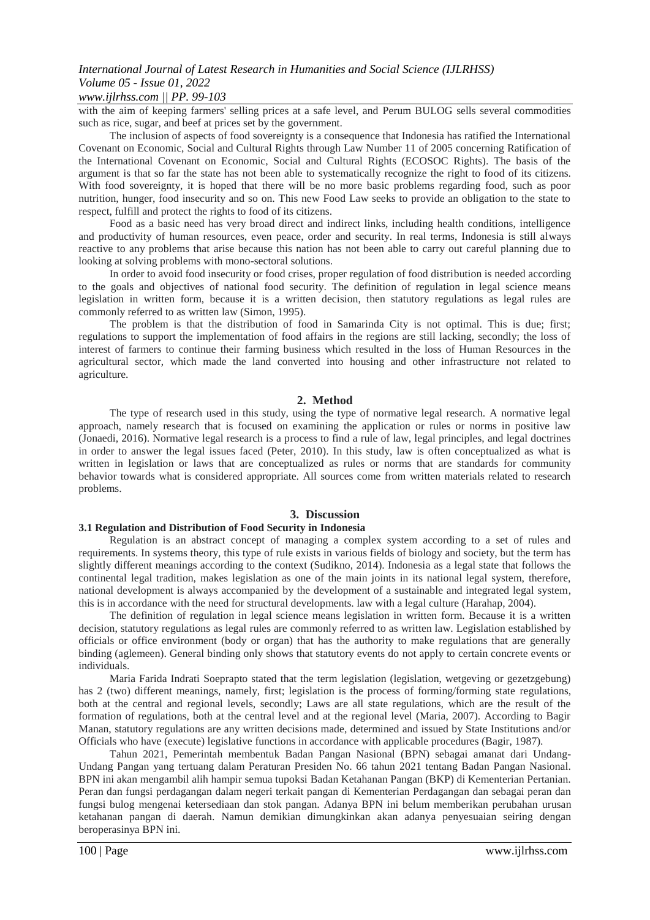with the aim of keeping farmers' selling prices at a safe level, and Perum BULOG sells several commodities such as rice, sugar, and beef at prices set by the government.

The inclusion of aspects of food sovereignty is a consequence that Indonesia has ratified the International Covenant on Economic, Social and Cultural Rights through Law Number 11 of 2005 concerning Ratification of the International Covenant on Economic, Social and Cultural Rights (ECOSOC Rights). The basis of the argument is that so far the state has not been able to systematically recognize the right to food of its citizens. With food sovereignty, it is hoped that there will be no more basic problems regarding food, such as poor nutrition, hunger, food insecurity and so on. This new Food Law seeks to provide an obligation to the state to respect, fulfill and protect the rights to food of its citizens.

Food as a basic need has very broad direct and indirect links, including health conditions, intelligence and productivity of human resources, even peace, order and security. In real terms, Indonesia is still always reactive to any problems that arise because this nation has not been able to carry out careful planning due to looking at solving problems with mono-sectoral solutions.

In order to avoid food insecurity or food crises, proper regulation of food distribution is needed according to the goals and objectives of national food security. The definition of regulation in legal science means legislation in written form, because it is a written decision, then statutory regulations as legal rules are commonly referred to as written law (Simon, 1995).

The problem is that the distribution of food in Samarinda City is not optimal. This is due; first; regulations to support the implementation of food affairs in the regions are still lacking, secondly; the loss of interest of farmers to continue their farming business which resulted in the loss of Human Resources in the agricultural sector, which made the land converted into housing and other infrastructure not related to agriculture.

## 2. Method

The type of research used in this study, using the type of normative legal research. A normative legal approach, namely research that is focused on examining the application or rules or norms in positive law (Jonaedi, 2016). Normative legal research is a process to find a rule of law, legal principles, and legal doctrines in order to answer the legal issues faced (Peter, 2010). In this study, law is often conceptualized as what is written in legislation or laws that are conceptualized as rules or norms that are standards for community behavior towards what is considered appropriate. All sources come from written materials related to research problems.

## 3. Discussion

### 3.1 Regulation and Distribution of Food Security in Indonesia

Regulation is an abstract concept of managing a complex system according to a set of rules and requirements. In systems theory, this type of rule exists in various fields of biology and society, but the term has slightly different meanings according to the context (Sudikno, 2014). Indonesia as a legal state that follows the continental legal tradition, makes legislation as one of the main joints in its national legal system, therefore, national development is always accompanied by the development of a sustainable and integrated legal system, this is in accordance with the need for structural developments. law with a legal culture (Harahap, 2004).

The definition of regulation in legal science means legislation in written form. Because it is a written decision, statutory regulations as legal rules are commonly referred to as written law. Legislation established by officials or office environment (body or organ) that has the authority to make regulations that are generally binding (aglemeen). General binding only shows that statutory events do not apply to certain concrete events or individuals.

Maria Farida Indrati Soeprapto stated that the term legislation (legislation, wetgeving or gezetzgebung) has 2 (two) different meanings, namely, first; legislation is the process of forming/forming state regulations, both at the central and regional levels, secondly; Laws are all state regulations, which are the result of the formation of regulations, both at the central level and at the regional level (Maria, 2007). According to Bagir Manan, statutory regulations are any written decisions made, determined and issued by State Institutions and/or Officials who have (execute) legislative functions in accordance with applicable procedures (Bagir, 1987).

Tahun 2021, Pemerintah membentuk Badan Pangan Nasional (BPN) sebagai amanat dari Undang-Undang Pangan yang tertuang dalam Peraturan Presiden No. 66 tahun 2021 tentang Badan Pangan Nasional. BPN ini akan mengambil alih hampir semua tupoksi Badan Ketahanan Pangan (BKP) di Kementerian Pertanian. Peran dan fungsi perdagangan dalam negeri terkait pangan di Kementerian Perdagangan dan sebagai peran dan fungsi bulog mengenai ketersediaan dan stok pangan. Adanya BPN ini belum memberikan perubahan urusan ketahanan pangan di daerah. Namun demikian dimungkinkan akan adanya penyesuaian seiring dengan beroperasinya BPN ini.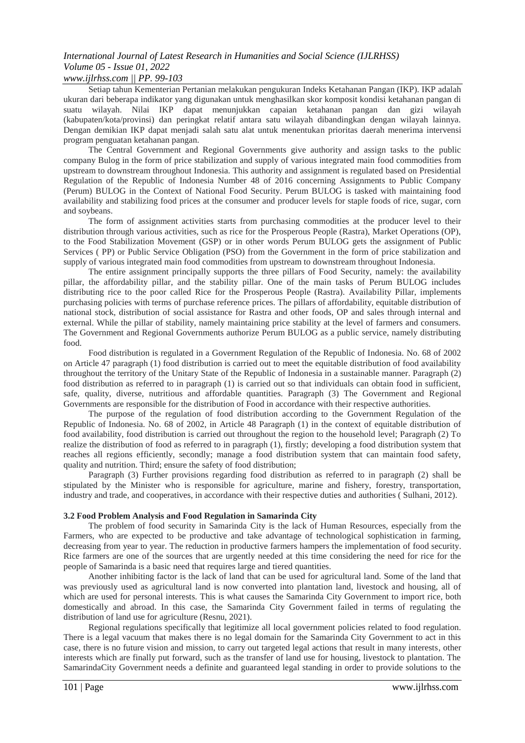Setiap tahun Kementerian Pertanian melakukan pengukuran Indeks Ketahanan Pangan (IKP). IKP adalah ukuran dari beberapa indikator yang digunakan untuk menghasilkan skor komposit kondisi ketahanan pangan di suatu wilayah. Nilai IKP dapat menunjukkan capaian ketahanan pangan dan gizi wilayah (kabupaten/kota/provinsi) dan peringkat relatif antara satu wilayah dibandingkan dengan wilayah lainnya. Dengan demikian IKP dapat menjadi salah satu alat untuk menentukan prioritas daerah menerima intervensi program penguatan ketahanan pangan.

The Central Government and Regional Governments give authority and assign tasks to the public company Bulog in the form of price stabilization and supply of various integrated main food commodities from upstream to downstream throughout Indonesia. This authority and assignment is regulated based on Presidential Regulation of the Republic of Indonesia Number 48 of 2016 concerning Assignments to Public Company (Perum) BULOG in the Context of National Food Security. Perum BULOG is tasked with maintaining food availability and stabilizing food prices at the consumer and producer levels for staple foods of rice, sugar, corn and soybeans.

The form of assignment activities starts from purchasing commodities at the producer level to their distribution through various activities, such as rice for the Prosperous People (Rastra), Market Operations (OP), to the Food Stabilization Movement (GSP) or in other words Perum BULOG gets the assignment of Public Services ( PP) or Public Service Obligation (PSO) from the Government in the form of price stabilization and supply of various integrated main food commodities from upstream to downstream throughout Indonesia.

The entire assignment principally supports the three pillars of Food Security, namely: the availability pillar, the affordability pillar, and the stability pillar. One of the main tasks of Perum BULOG includes distributing rice to the poor called Rice for the Prosperous People (Rastra). Availability Pillar, implements purchasing policies with terms of purchase reference prices. The pillars of affordability, equitable distribution of national stock, distribution of social assistance for Rastra and other foods, OP and sales through internal and external. While the pillar of stability, namely maintaining price stability at the level of farmers and consumers. The Government and Regional Governments authorize Perum BULOG as a public service, namely distributing food.

Food distribution is regulated in a Government Regulation of the Republic of Indonesia. No. 68 of 2002 on Article 47 paragraph (1) food distribution is carried out to meet the equitable distribution of food availability throughout the territory of the Unitary State of the Republic of Indonesia in a sustainable manner. Paragraph (2) food distribution as referred to in paragraph (1) is carried out so that individuals can obtain food in sufficient, safe, quality, diverse, nutritious and affordable quantities. Paragraph (3) The Government and Regional Governments are responsible for the distribution of Food in accordance with their respective authorities.

The purpose of the regulation of food distribution according to the Government Regulation of the Republic of Indonesia. No. 68 of 2002, in Article 48 Paragraph (1) in the context of equitable distribution of food availability, food distribution is carried out throughout the region to the household level; Paragraph (2) To realize the distribution of food as referred to in paragraph (1), firstly; developing a food distribution system that reaches all regions efficiently, secondly; manage a food distribution system that can maintain food safety, quality and nutrition. Third; ensure the safety of food distribution;

Paragraph (3) Further provisions regarding food distribution as referred to in paragraph (2) shall be stipulated by the Minister who is responsible for agriculture, marine and fishery, forestry, transportation, industry and trade, and cooperatives, in accordance with their respective duties and authorities ( Sulhani, 2012).

### 3.2 Food Problem Analysis and Food Regulation in Samarinda City

The problem of food security in Samarinda City is the lack of Human Resources, especially from the Farmers, who are expected to be productive and take advantage of technological sophistication in farming, decreasing from year to year. The reduction in productive farmers hampers the implementation of food security. Rice farmers are one of the sources that are urgently needed at this time considering the need for rice for the people of Samarinda is a basic need that requires large and tiered quantities.

Another inhibiting factor is the lack of land that can be used for agricultural land. Some of the land that was previously used as agricultural land is now converted into plantation land, livestock and housing, all of which are used for personal interests. This is what causes the Samarinda City Government to import rice, both domestically and abroad. In this case, the Samarinda City Government failed in terms of regulating the distribution of land use for agriculture (Resnu, 2021).

Regional regulations specifically that legitimize all local government policies related to food regulation. There is a legal vacuum that makes there is no legal domain for the Samarinda City Government to act in this case, there is no future vision and mission, to carry out targeted legal actions that result in many interests, other interests which are finally put forward, such as the transfer of land use for housing, livestock to plantation. The SamarindaCity Government needs a definite and guaranteed legal standing in order to provide solutions to the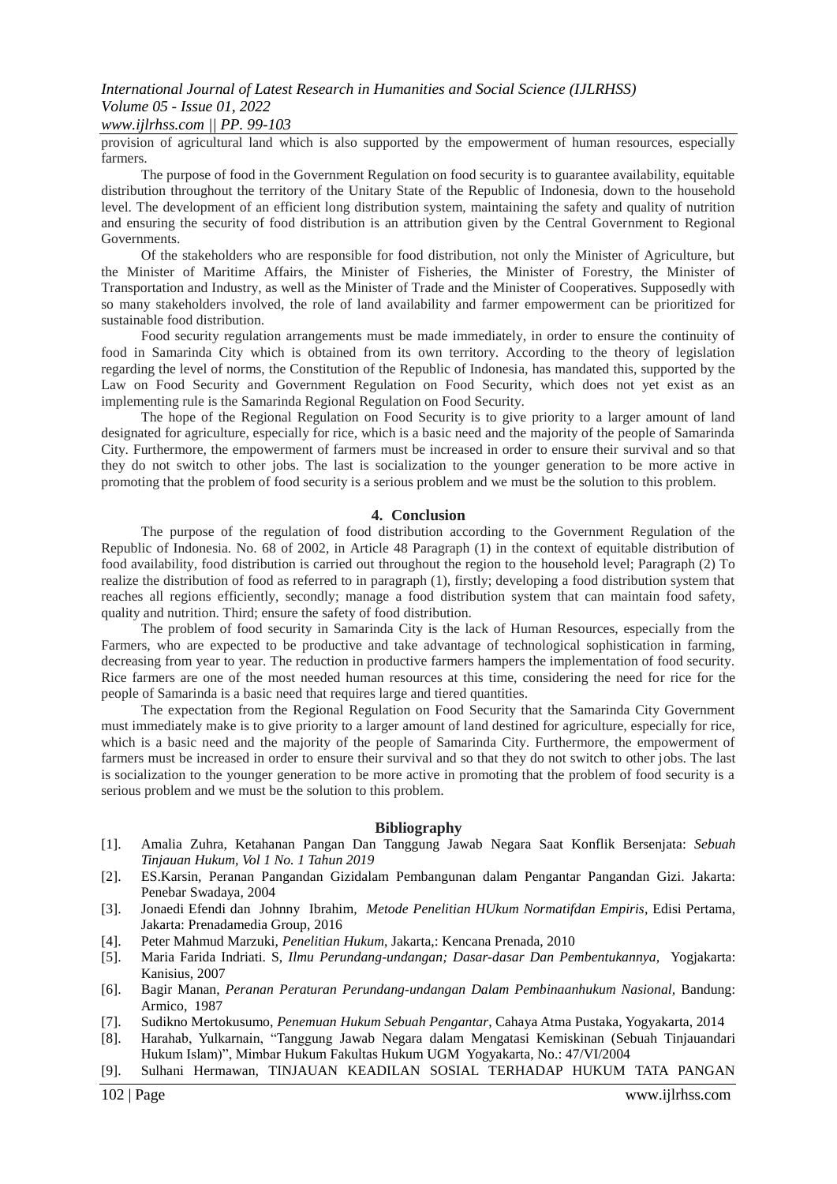provision of agricultural land which is also supported by the empowerment of human resources, especially farmers.

The purpose of food in the Government Regulation on food security is to guarantee availability, equitable distribution throughout the territory of the Unitary State of the Republic of Indonesia, down to the household level. The development of an efficient long distribution system, maintaining the safety and quality of nutrition and ensuring the security of food distribution is an attribution given by the Central Government to Regional Governments.

Of the stakeholders who are responsible for food distribution, not only the Minister of Agriculture, but the Minister of Maritime Affairs, the Minister of Fisheries, the Minister of Forestry, the Minister of Transportation and Industry, as well as the Minister of Trade and the Minister of Cooperatives. Supposedly with so many stakeholders involved, the role of land availability and farmer empowerment can be prioritized for sustainable food distribution.

Food security regulation arrangements must be made immediately, in order to ensure the continuity of food in Samarinda City which is obtained from its own territory. According to the theory of legislation regarding the level of norms, the Constitution of the Republic of Indonesia, has mandated this, supported by the Law on Food Security and Government Regulation on Food Security, which does not yet exist as an implementing rule is the Samarinda Regional Regulation on Food Security.

The hope of the Regional Regulation on Food Security is to give priority to a larger amount of land designated for agriculture, especially for rice, which is a basic need and the majority of the people of Samarinda City. Furthermore, the empowerment of farmers must be increased in order to ensure their survival and so that they do not switch to other jobs. The last is socialization to the younger generation to be more active in promoting that the problem of food security is a serious problem and we must be the solution to this problem.

## 4. Conclusion

The purpose of the regulation of food distribution according to the Government Regulation of the Republic of Indonesia. No. 68 of 2002, in Article 48 Paragraph (1) in the context of equitable distribution of food availability, food distribution is carried out throughout the region to the household level; Paragraph (2) To realize the distribution of food as referred to in paragraph (1), firstly; developing a food distribution system that reaches all regions efficiently, secondly; manage a food distribution system that can maintain food safety, quality and nutrition. Third; ensure the safety of food distribution.

The problem of food security in Samarinda City is the lack of Human Resources, especially from the Farmers, who are expected to be productive and take advantage of technological sophistication in farming, decreasing from year to year. The reduction in productive farmers hampers the implementation of food security. Rice farmers are one of the most needed human resources at this time, considering the need for rice for the people of Samarinda is a basic need that requires large and tiered quantities.

The expectation from the Regional Regulation on Food Security that the Samarinda City Government must immediately make is to give priority to a larger amount of land destined for agriculture, especially for rice, which is a basic need and the majority of the people of Samarinda City. Furthermore, the empowerment of farmers must be increased in order to ensure their survival and so that they do not switch to other jobs. The last is socialization to the younger generation to be more active in promoting that the problem of food security is a serious problem and we must be the solution to this problem.

## Bibliography

[1]. Amalia Zuhra, Ketahanan Pangan Dan Tanggung Jawab Negara Saat Konflik Bersenjata: *Sebuah Tinjauan Hukum, Vol 1 No. 1 Tahun 2019*

[2]. ES.Karsin, Peranan Pangandan Gizidalam Pembangunan dalam Pengantar Pangandan Gizi. Jakarta: Penebar Swadaya, 2004

[3]. Jonaedi Efendi dan Johnny Ibrahim, *Metode Penelitian HUkum Normatifdan Empiris*, Edisi Pertama, Jakarta: Prenadamedia Group, 2016

[4]. Peter Mahmud Marzuki, *Penelitian Hukum*, Jakarta,: Kencana Prenada, 2010

[5]. Maria Farida Indriati. S, *Ilmu Perundang-undangan; Dasar-dasar Dan Pembentukannya*, Yogjakarta: Kanisius, 2007

[6]. Bagir Manan, *Peranan Peraturan Perundang-undangan Dalam Pembinaanhukum Nasional*, Bandung: Armico, 1987

[7]. Sudikno Mertokusumo, *Penemuan Hukum Sebuah Pengantar*, Cahaya Atma Pustaka, Yogyakarta, 2014

[8]. Harahab, Yulkarnain, "Tanggung Jawab Negara dalam Mengatasi Kemiskinan (Sebuah Tinjauandari Hukum Islam)", Mimbar Hukum Fakultas Hukum UGM Yogyakarta, No.: 47/VI/2004

[9]. Sulhani Hermawan, TINJAUAN KEADILAN SOSIAL TERHADAP HUKUM TATA PANGAN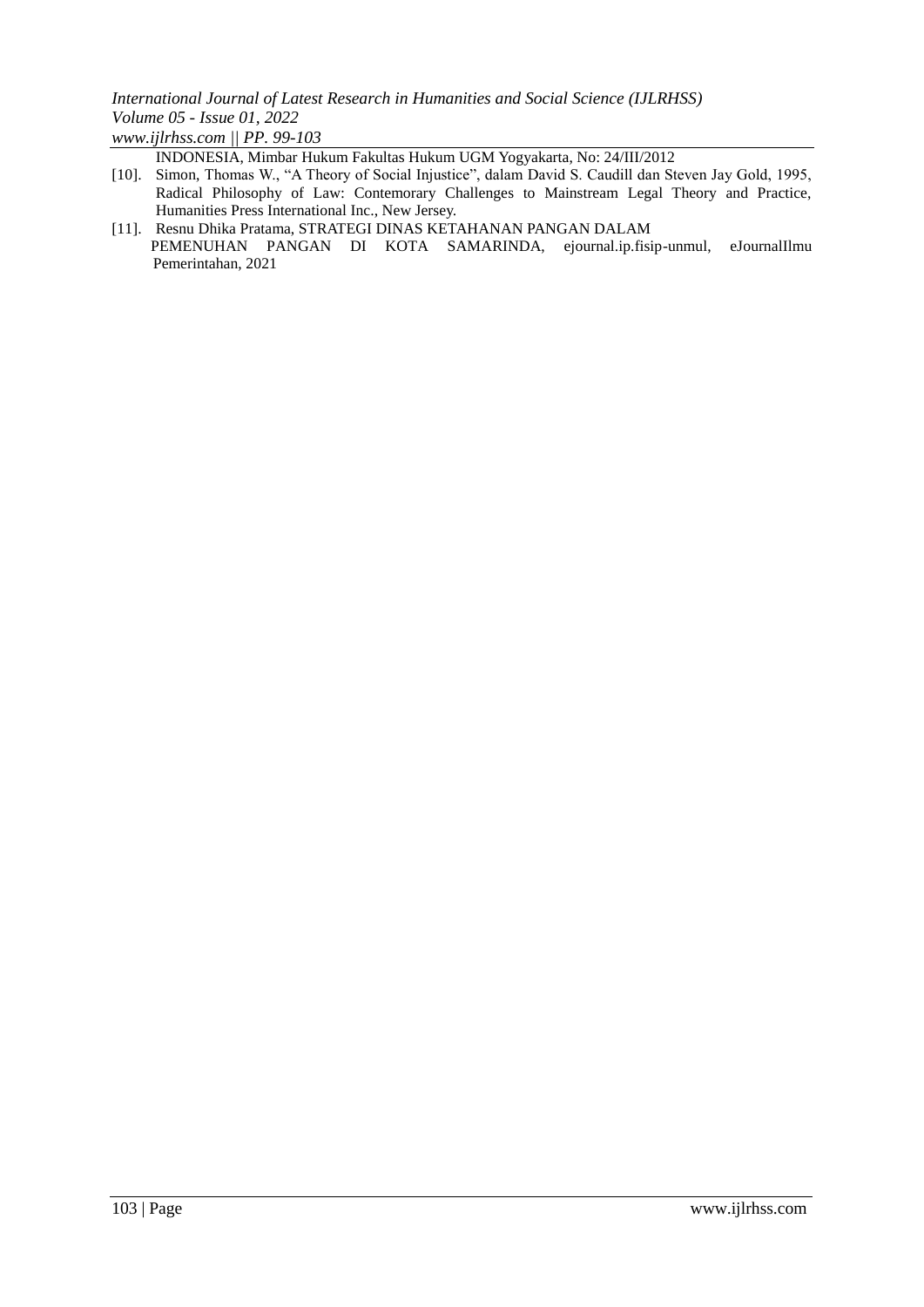INDONESIA, Mimbar Hukum Fakultas Hukum UGM Yogyakarta, No: 24/III/2012

[10]. Simon, Thomas W., "A Theory of Social Injustice", dalam David S. Caudill dan Steven Jay Gold, 1995, Radical Philosophy of Law: Contemorary Challenges to Mainstream Legal Theory and Practice, Humanities Press International Inc., New Jersey.

[11]. Resnu Dhika Pratama, STRATEGI DINAS KETAHANAN PANGAN DALAM PEMENUHAN PANGAN DI KOTA SAMARINDA, ejournal.ip.fisip-unmul, eJournalIlmu Pemerintahan, 2021